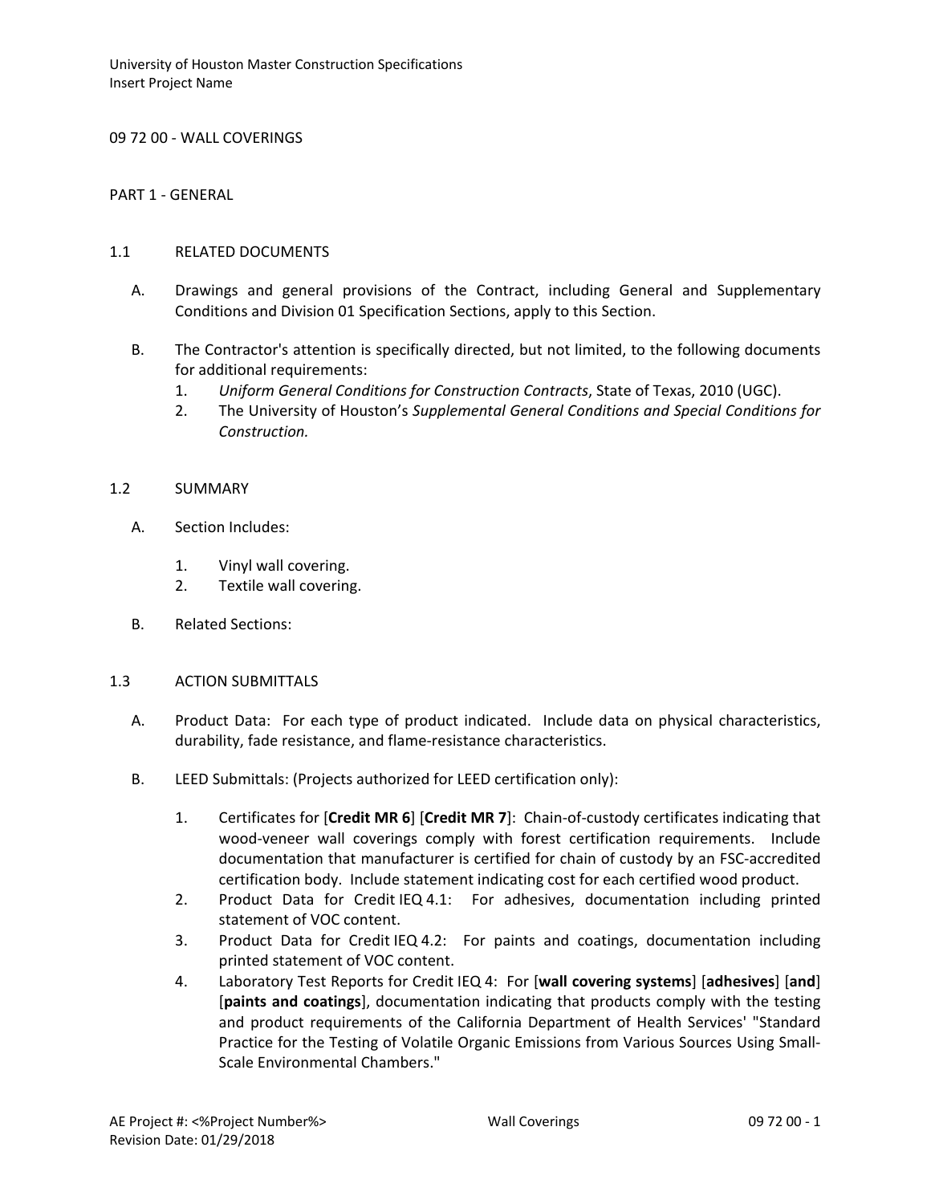# 09 72 00 - WALL COVERINGS

## PART 1 - GENERAL

### 1.1 RELATED DOCUMENTS

A. Drawings and general provisions of the Contract, including General and Supplementary Conditions and Division 01 Specification Sections, apply to this Section.

B. The Contractor's attention is specifically directed, but not limited, to the following documents for additional requirements:
   1. *Uniform General Conditions for Construction Contracts*, State of Texas, 2010 (UGC).
   2. The University of Houston's *Supplemental General Conditions and Special Conditions for Construction.*

### 1.2 SUMMARY

A. Section Includes:

   1. Vinyl wall covering.
   2. Textile wall covering.

B. Related Sections:

### 1.3 ACTION SUBMITTALS

A. Product Data: For each type of product indicated. Include data on physical characteristics, durability, fade resistance, and flame-resistance characteristics.

B. LEED Submittals: (Projects authorized for LEED certification only):

   1. Certificates for [**Credit MR 6**] [**Credit MR 7**]: Chain-of-custody certificates indicating that wood-veneer wall coverings comply with forest certification requirements. Include documentation that manufacturer is certified for chain of custody by an FSC-accredited certification body. Include statement indicating cost for each certified wood product.
   2. Product Data for Credit IEQ 4.1: For adhesives, documentation including printed statement of VOC content.
   3. Product Data for Credit IEQ 4.2: For paints and coatings, documentation including printed statement of VOC content.
   4. Laboratory Test Reports for Credit IEQ 4: For [**wall covering systems**] [**adhesives**] [**and**] [**paints and coatings**], documentation indicating that products comply with the testing and product requirements of the California Department of Health Services' "Standard Practice for the Testing of Volatile Organic Emissions from Various Sources Using Small-Scale Environmental Chambers."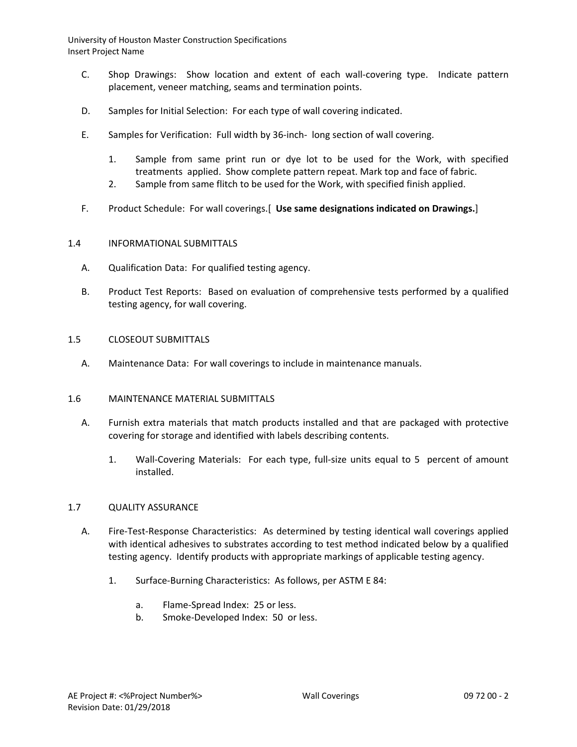C. Shop Drawings: Show location and extent of each wall-covering type. Indicate pattern placement, veneer matching, seams and termination points.

D. Samples for Initial Selection: For each type of wall covering indicated.

E. Samples for Verification: Full width by 36-inch- long section of wall covering.

1. Sample from same print run or dye lot to be used for the Work, with specified treatments applied. Show complete pattern repeat. Mark top and face of fabric.
2. Sample from same flitch to be used for the Work, with specified finish applied.

F. Product Schedule: For wall coverings.[ **Use same designations indicated on Drawings.**]

## 1.4 INFORMATIONAL SUBMITTALS

A. Qualification Data: For qualified testing agency.

B. Product Test Reports: Based on evaluation of comprehensive tests performed by a qualified testing agency, for wall covering.

## 1.5 CLOSEOUT SUBMITTALS

A. Maintenance Data: For wall coverings to include in maintenance manuals.

## 1.6 MAINTENANCE MATERIAL SUBMITTALS

A. Furnish extra materials that match products installed and that are packaged with protective covering for storage and identified with labels describing contents.

1. Wall-Covering Materials: For each type, full-size units equal to 5 percent of amount installed.

## 1.7 QUALITY ASSURANCE

A. Fire-Test-Response Characteristics: As determined by testing identical wall coverings applied with identical adhesives to substrates according to test method indicated below by a qualified testing agency. Identify products with appropriate markings of applicable testing agency.

1. Surface-Burning Characteristics: As follows, per ASTM E 84:

   a. Flame-Spread Index: 25 or less.
   b. Smoke-Developed Index: 50 or less.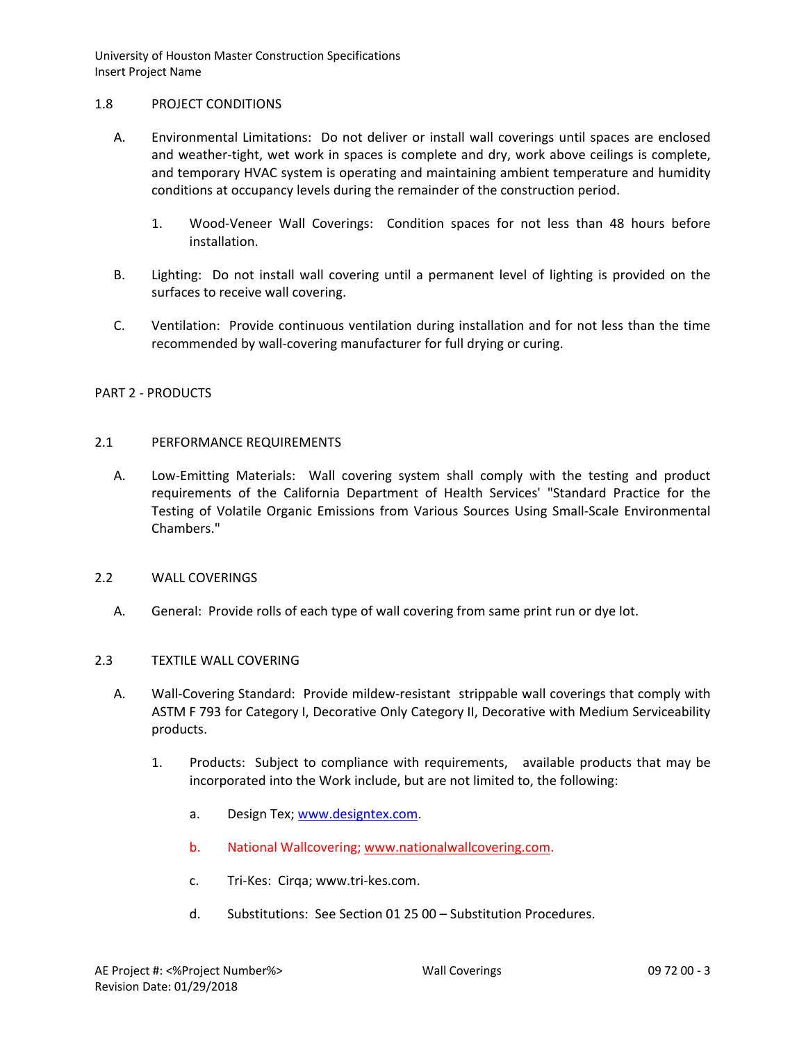## 1.8 PROJECT CONDITIONS

A. Environmental Limitations: Do not deliver or install wall coverings until spaces are enclosed and weather-tight, wet work in spaces is complete and dry, work above ceilings is complete, and temporary HVAC system is operating and maintaining ambient temperature and humidity conditions at occupancy levels during the remainder of the construction period.

1. Wood-Veneer Wall Coverings: Condition spaces for not less than 48 hours before installation.

B. Lighting: Do not install wall covering until a permanent level of lighting is provided on the surfaces to receive wall covering.

C. Ventilation: Provide continuous ventilation during installation and for not less than the time recommended by wall-covering manufacturer for full drying or curing.

# PART 2 - PRODUCTS

## 2.1 PERFORMANCE REQUIREMENTS

A. Low-Emitting Materials: Wall covering system shall comply with the testing and product requirements of the California Department of Health Services' "Standard Practice for the Testing of Volatile Organic Emissions from Various Sources Using Small-Scale Environmental Chambers."

## 2.2 WALL COVERINGS

A. General: Provide rolls of each type of wall covering from same print run or dye lot.

## 2.3 TEXTILE WALL COVERING

A. Wall-Covering Standard: Provide mildew-resistant strippable wall coverings that comply with ASTM F 793 for Category I, Decorative Only Category II, Decorative with Medium Serviceability products.

1. Products: Subject to compliance with requirements, available products that may be incorporated into the Work include, but are not limited to, the following:

   a. Design Tex; www.designtex.com.

   b. National Wallcovering; www.nationalwallcovering.com.

   c. Tri-Kes: Cirqa; www.tri-kes.com.

   d. Substitutions: See Section 01 25 00 – Substitution Procedures.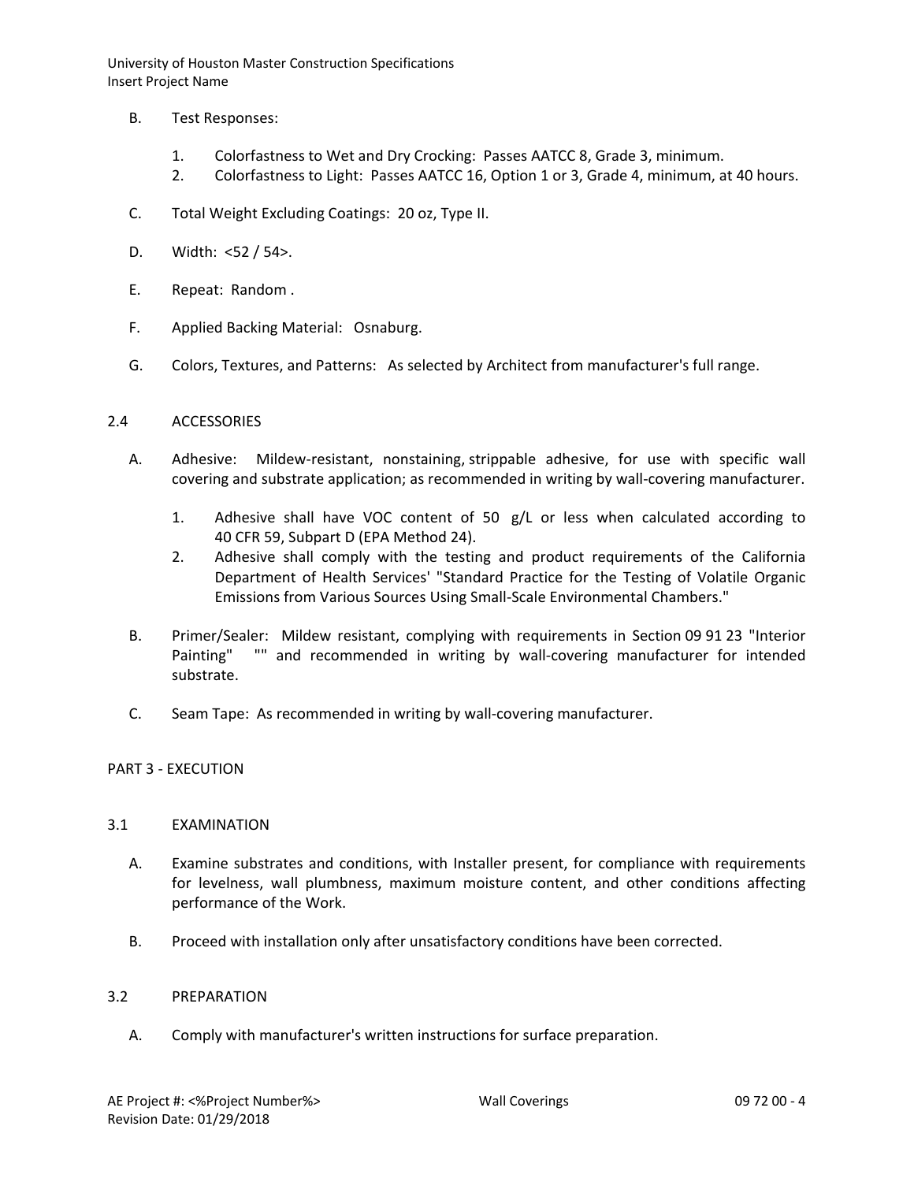B. Test Responses:

1. Colorfastness to Wet and Dry Crocking: Passes AATCC 8, Grade 3, minimum.
2. Colorfastness to Light: Passes AATCC 16, Option 1 or 3, Grade 4, minimum, at 40 hours.

C. Total Weight Excluding Coatings: 20 oz, Type II.

D. Width: <52 / 54>.

E. Repeat: Random .

F. Applied Backing Material: Osnaburg.

G. Colors, Textures, and Patterns: As selected by Architect from manufacturer's full range.

## 2.4 ACCESSORIES

A. Adhesive: Mildew-resistant, nonstaining, strippable adhesive, for use with specific wall covering and substrate application; as recommended in writing by wall-covering manufacturer.

1. Adhesive shall have VOC content of 50 g/L or less when calculated according to 40 CFR 59, Subpart D (EPA Method 24).
2. Adhesive shall comply with the testing and product requirements of the California Department of Health Services' "Standard Practice for the Testing of Volatile Organic Emissions from Various Sources Using Small-Scale Environmental Chambers."

B. Primer/Sealer: Mildew resistant, complying with requirements in Section 09 91 23 "Interior Painting" "" and recommended in writing by wall-covering manufacturer for intended substrate.

C. Seam Tape: As recommended in writing by wall-covering manufacturer.

# PART 3 - EXECUTION

## 3.1 EXAMINATION

A. Examine substrates and conditions, with Installer present, for compliance with requirements for levelness, wall plumbness, maximum moisture content, and other conditions affecting performance of the Work.

B. Proceed with installation only after unsatisfactory conditions have been corrected.

## 3.2 PREPARATION

A. Comply with manufacturer's written instructions for surface preparation.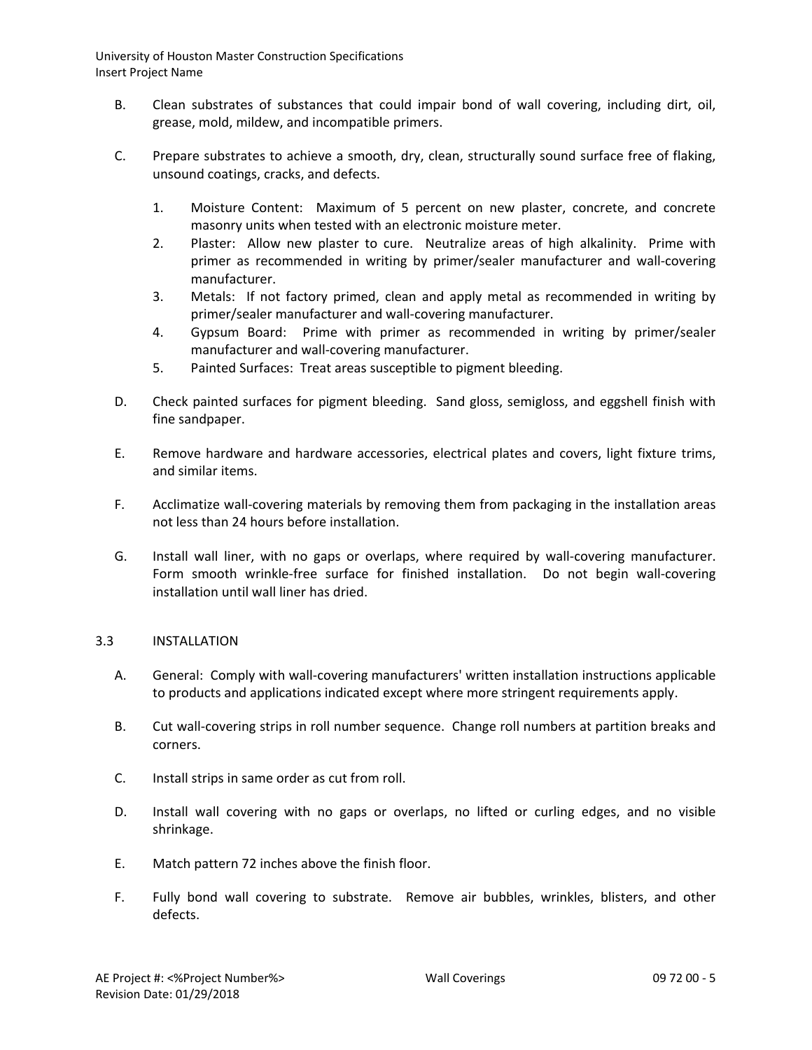B. Clean substrates of substances that could impair bond of wall covering, including dirt, oil, grease, mold, mildew, and incompatible primers.

C. Prepare substrates to achieve a smooth, dry, clean, structurally sound surface free of flaking, unsound coatings, cracks, and defects.

1. Moisture Content: Maximum of 5 percent on new plaster, concrete, and concrete masonry units when tested with an electronic moisture meter.
2. Plaster: Allow new plaster to cure. Neutralize areas of high alkalinity. Prime with primer as recommended in writing by primer/sealer manufacturer and wall-covering manufacturer.
3. Metals: If not factory primed, clean and apply metal as recommended in writing by primer/sealer manufacturer and wall-covering manufacturer.
4. Gypsum Board: Prime with primer as recommended in writing by primer/sealer manufacturer and wall-covering manufacturer.
5. Painted Surfaces: Treat areas susceptible to pigment bleeding.

D. Check painted surfaces for pigment bleeding. Sand gloss, semigloss, and eggshell finish with fine sandpaper.

E. Remove hardware and hardware accessories, electrical plates and covers, light fixture trims, and similar items.

F. Acclimatize wall-covering materials by removing them from packaging in the installation areas not less than 24 hours before installation.

G. Install wall liner, with no gaps or overlaps, where required by wall-covering manufacturer. Form smooth wrinkle-free surface for finished installation. Do not begin wall-covering installation until wall liner has dried.

## 3.3 INSTALLATION

A. General: Comply with wall-covering manufacturers' written installation instructions applicable to products and applications indicated except where more stringent requirements apply.

B. Cut wall-covering strips in roll number sequence. Change roll numbers at partition breaks and corners.

C. Install strips in same order as cut from roll.

D. Install wall covering with no gaps or overlaps, no lifted or curling edges, and no visible shrinkage.

E. Match pattern 72 inches above the finish floor.

F. Fully bond wall covering to substrate. Remove air bubbles, wrinkles, blisters, and other defects.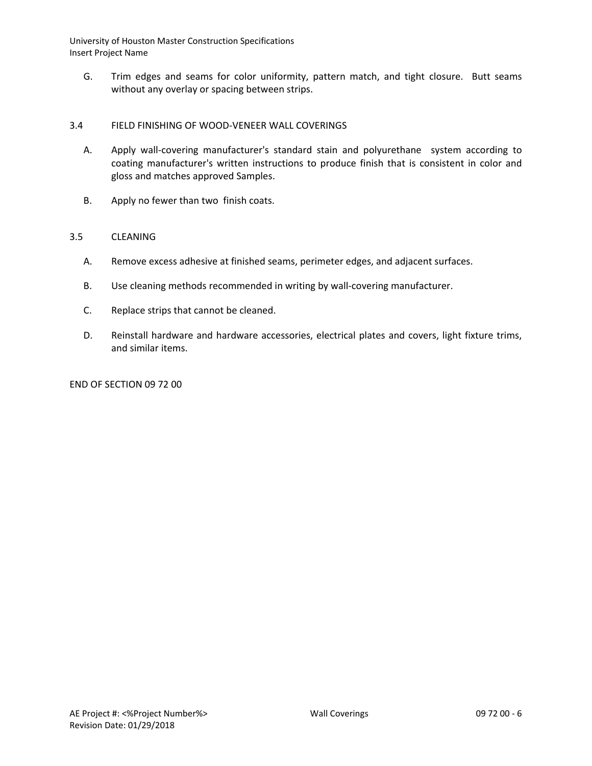G. Trim edges and seams for color uniformity, pattern match, and tight closure. Butt seams without any overlay or spacing between strips.

## 3.4 FIELD FINISHING OF WOOD-VENEER WALL COVERINGS

A. Apply wall-covering manufacturer's standard stain and polyurethane system according to coating manufacturer's written instructions to produce finish that is consistent in color and gloss and matches approved Samples.

B. Apply no fewer than two finish coats.

## 3.5 CLEANING

A. Remove excess adhesive at finished seams, perimeter edges, and adjacent surfaces.

B. Use cleaning methods recommended in writing by wall-covering manufacturer.

C. Replace strips that cannot be cleaned.

D. Reinstall hardware and hardware accessories, electrical plates and covers, light fixture trims, and similar items.

END OF SECTION 09 72 00